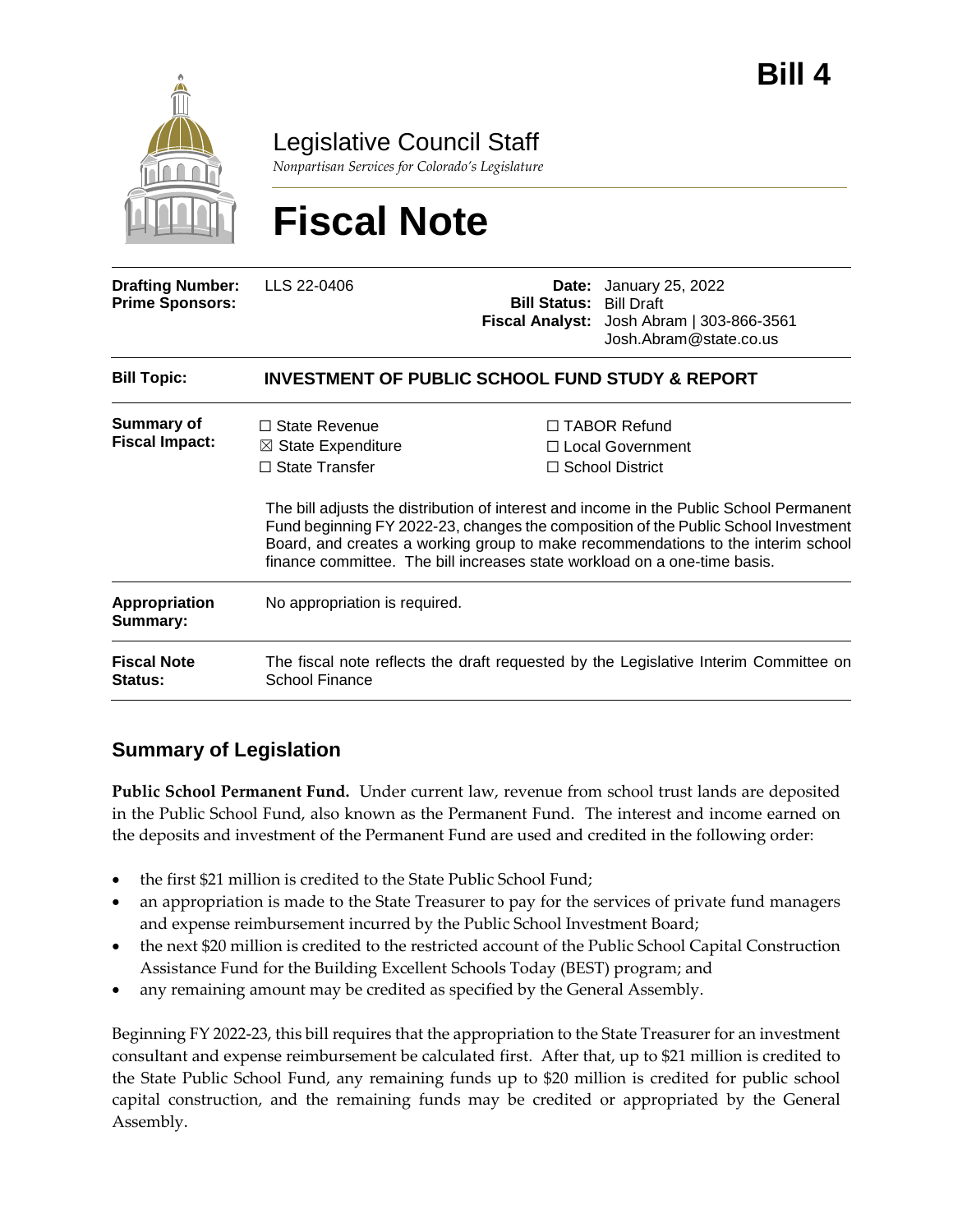# Bill 4

Legislative Council Staff

*Nonpartisan Services for Colorado's Legislature*

# Fiscal Note

| | | | |
|---|---|---|---|
| **Drafting Number:** | LLS 22-0406 | **Date:** | January 25, 2022 |
| **Prime Sponsors:** | | **Bill Status:** | Bill Draft |
| | | **Fiscal Analyst:** | Josh Abram \| 303-866-3561 Josh.Abram@state.co.us |

| | |
|---|---|
| **Bill Topic:** | **INVESTMENT OF PUBLIC SCHOOL FUND STUDY & REPORT** |
| **Summary of Fiscal Impact:** | ☐ State Revenue ☒ State Expenditure ☐ State Transfer ☐ TABOR Refund ☐ Local Government ☐ School District<br><br>The bill adjusts the distribution of interest and income in the Public School Permanent Fund beginning FY 2022-23, changes the composition of the Public School Investment Board, and creates a working group to make recommendations to the interim school finance committee. The bill increases state workload on a one-time basis. |
| **Appropriation Summary:** | No appropriation is required. |
| **Fiscal Note Status:** | The fiscal note reflects the draft requested by the Legislative Interim Committee on School Finance |

## Summary of Legislation

**Public School Permanent Fund.** Under current law, revenue from school trust lands are deposited in the Public School Fund, also known as the Permanent Fund. The interest and income earned on the deposits and investment of the Permanent Fund are used and credited in the following order:

- the first $21 million is credited to the State Public School Fund;
- an appropriation is made to the State Treasurer to pay for the services of private fund managers and expense reimbursement incurred by the Public School Investment Board;
- the next $20 million is credited to the restricted account of the Public School Capital Construction Assistance Fund for the Building Excellent Schools Today (BEST) program; and
- any remaining amount may be credited as specified by the General Assembly.

Beginning FY 2022-23, this bill requires that the appropriation to the State Treasurer for an investment consultant and expense reimbursement be calculated first. After that, up to $21 million is credited to the State Public School Fund, any remaining funds up to $20 million is credited for public school capital construction, and the remaining funds may be credited or appropriated by the General Assembly.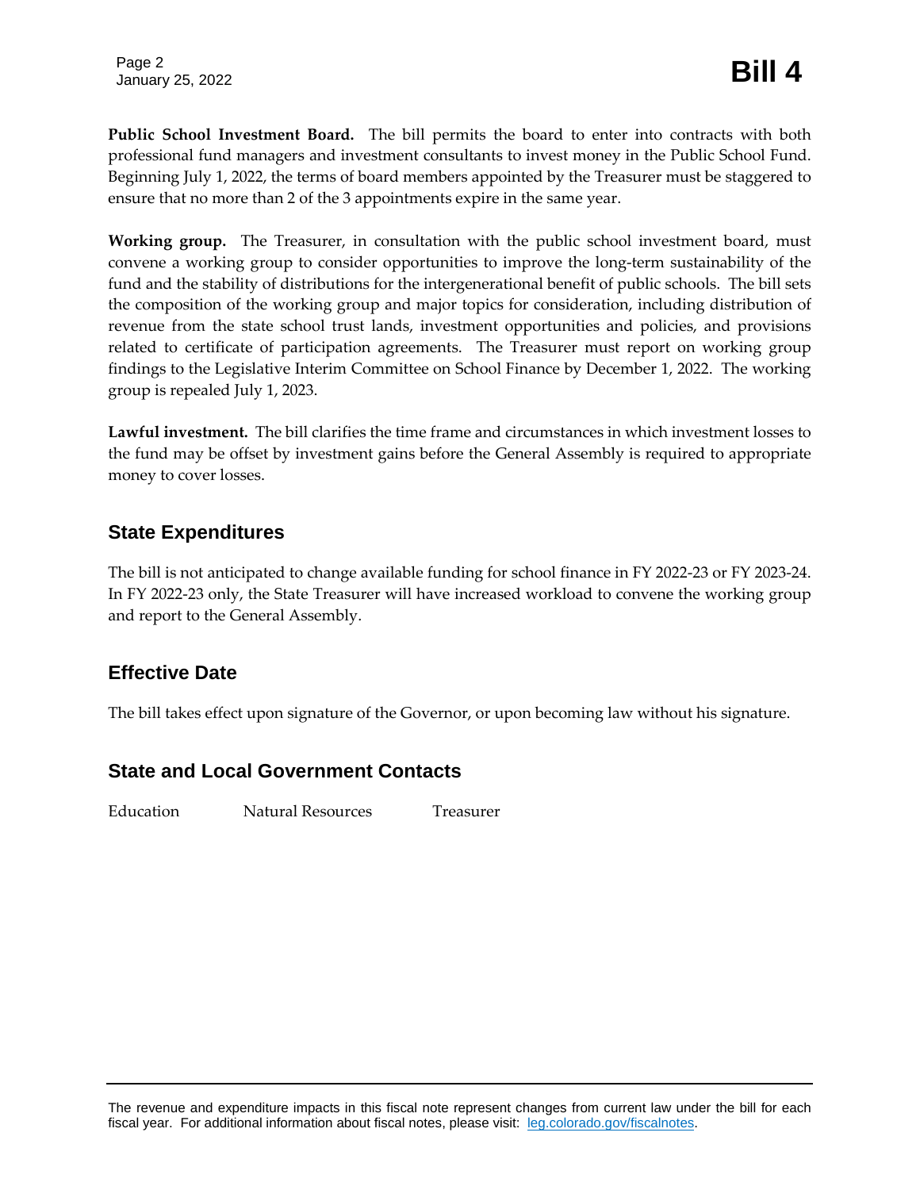**Public School Investment Board.** The bill permits the board to enter into contracts with both professional fund managers and investment consultants to invest money in the Public School Fund. Beginning July 1, 2022, the terms of board members appointed by the Treasurer must be staggered to ensure that no more than 2 of the 3 appointments expire in the same year.

**Working group.** The Treasurer, in consultation with the public school investment board, must convene a working group to consider opportunities to improve the long-term sustainability of the fund and the stability of distributions for the intergenerational benefit of public schools. The bill sets the composition of the working group and major topics for consideration, including distribution of revenue from the state school trust lands, investment opportunities and policies, and provisions related to certificate of participation agreements. The Treasurer must report on working group findings to the Legislative Interim Committee on School Finance by December 1, 2022. The working group is repealed July 1, 2023.

**Lawful investment.** The bill clarifies the time frame and circumstances in which investment losses to the fund may be offset by investment gains before the General Assembly is required to appropriate money to cover losses.

## State Expenditures

The bill is not anticipated to change available funding for school finance in FY 2022-23 or FY 2023-24. In FY 2022-23 only, the State Treasurer will have increased workload to convene the working group and report to the General Assembly.

## Effective Date

The bill takes effect upon signature of the Governor, or upon becoming law without his signature.

## State and Local Government Contacts

Education Natural Resources Treasurer

The revenue and expenditure impacts in this fiscal note represent changes from current law under the bill for each fiscal year. For additional information about fiscal notes, please visit: leg.colorado.gov/fiscalnotes.